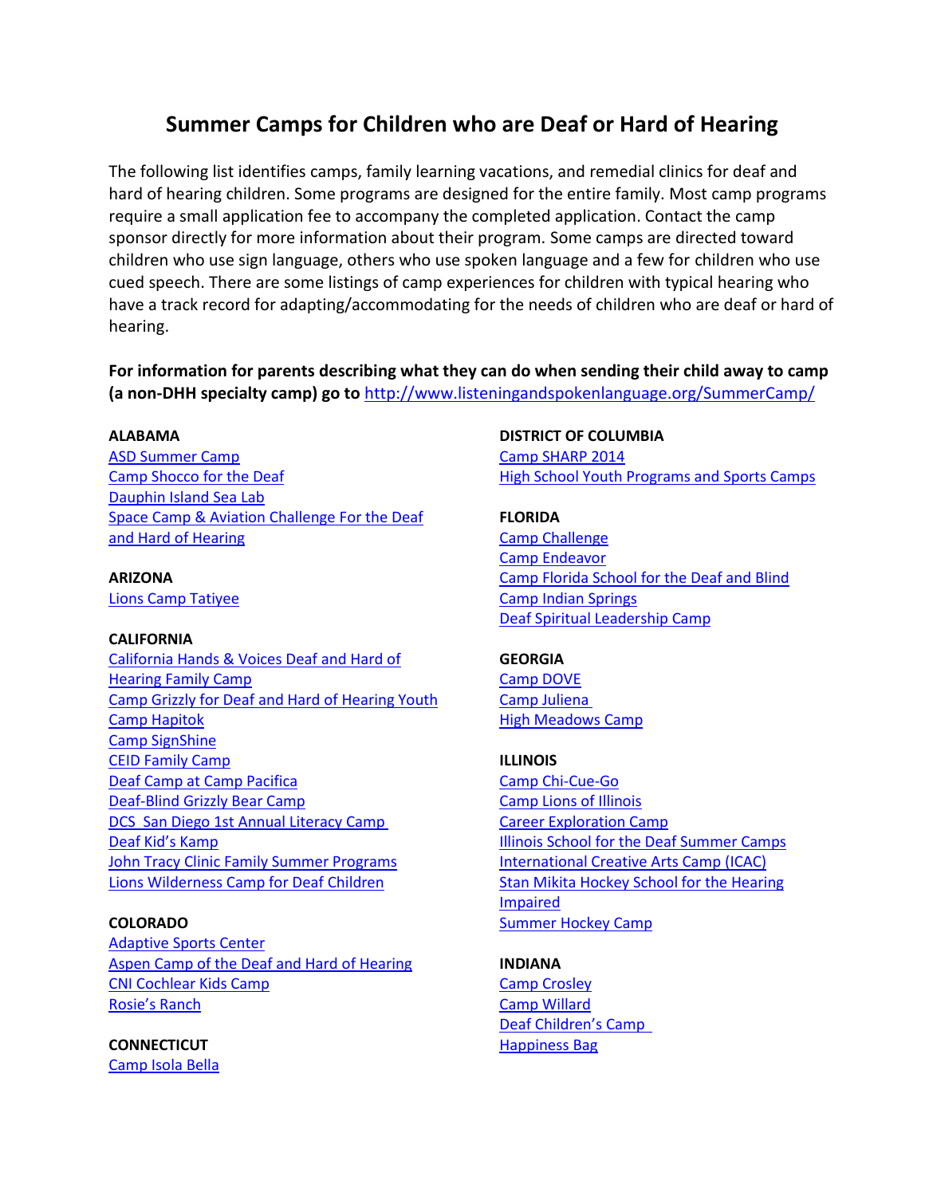# Summer Camps for Children who are Deaf or Hard of Hearing

The following list identifies camps, family learning vacations, and remedial clinics for deaf and hard of hearing children. Some programs are designed for the entire family. Most camp programs require a small application fee to accompany the completed application. Contact the camp sponsor directly for more information about their program. Some camps are directed toward children who use sign language, others who use spoken language and a few for children who use cued speech. There are some listings of camp experiences for children with typical hearing who have a track record for adapting/accommodating for the needs of children who are deaf or hard of hearing.

**For information for parents describing what they can do when sending their child away to camp (a non-DHH specialty camp) go to** http://www.listeningandspokenlanguage.org/SummerCamp/

**ALABAMA**

- ASD Summer Camp
- Camp Shocco for the Deaf
- Dauphin Island Sea Lab
- Space Camp & Aviation Challenge For the Deaf and Hard of Hearing

**ARIZONA**

- Lions Camp Tatiyee

**CALIFORNIA**

- California Hands & Voices Deaf and Hard of Hearing Family Camp
- Camp Grizzly for Deaf and Hard of Hearing Youth
- Camp Hapitok
- Camp SignShine
- CEID Family Camp
- Deaf Camp at Camp Pacifica
- Deaf-Blind Grizzly Bear Camp
- DCS San Diego 1st Annual Literacy Camp
- Deaf Kid's Kamp
- John Tracy Clinic Family Summer Programs
- Lions Wilderness Camp for Deaf Children

**COLORADO**

- Adaptive Sports Center
- Aspen Camp of the Deaf and Hard of Hearing
- CNI Cochlear Kids Camp
- Rosie's Ranch

**CONNECTICUT**

- Camp Isola Bella

**DISTRICT OF COLUMBIA**

- Camp SHARP 2014
- High School Youth Programs and Sports Camps

**FLORIDA**

- Camp Challenge
- Camp Endeavor
- Camp Florida School for the Deaf and Blind
- Camp Indian Springs
- Deaf Spiritual Leadership Camp

**GEORGIA**

- Camp DOVE
- Camp Juliena
- High Meadows Camp

**ILLINOIS**

- Camp Chi-Cue-Go
- Camp Lions of Illinois
- Career Exploration Camp
- Illinois School for the Deaf Summer Camps
- International Creative Arts Camp (ICAC)
- Stan Mikita Hockey School for the Hearing Impaired
- Summer Hockey Camp

**INDIANA**

- Camp Crosley
- Camp Willard
- Deaf Children's Camp
- Happiness Bag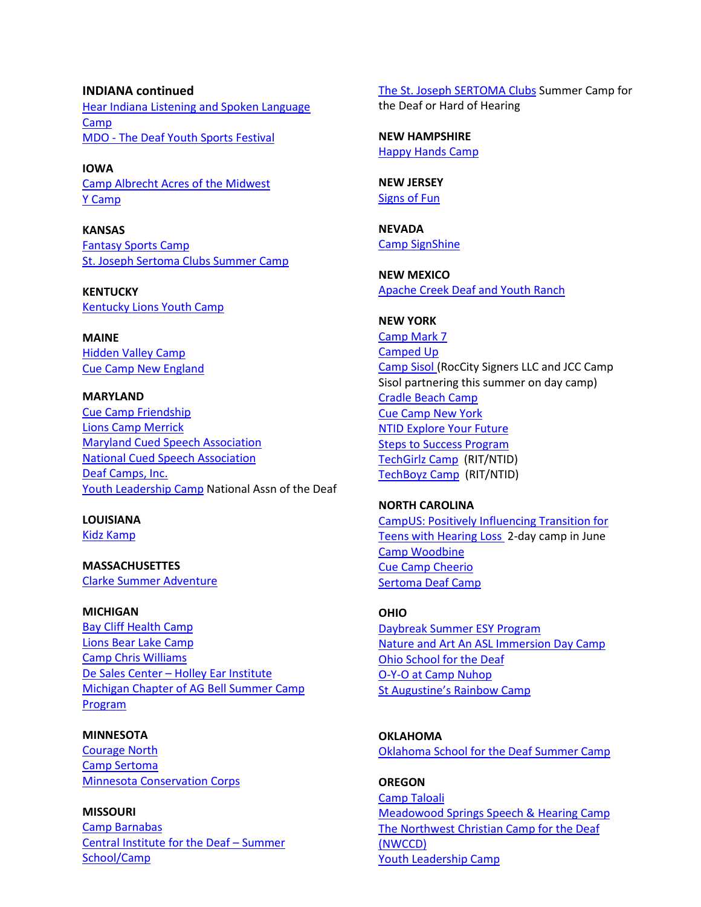**INDIANA continued**

Hear Indiana Listening and Spoken Language Camp
MDO - The Deaf Youth Sports Festival

**IOWA**

Camp Albrecht Acres of the Midwest
Y Camp

**KANSAS**

Fantasy Sports Camp
St. Joseph Sertoma Clubs Summer Camp

**KENTUCKY**

Kentucky Lions Youth Camp

**MAINE**

Hidden Valley Camp
Cue Camp New England

**MARYLAND**

Cue Camp Friendship
Lions Camp Merrick
Maryland Cued Speech Association
National Cued Speech Association
Deaf Camps, Inc.
Youth Leadership Camp National Assn of the Deaf

**LOUISIANA**

Kidz Kamp

**MASSACHUSETTES**

Clarke Summer Adventure

**MICHIGAN**

Bay Cliff Health Camp
Lions Bear Lake Camp
Camp Chris Williams
De Sales Center – Holley Ear Institute
Michigan Chapter of AG Bell Summer Camp Program

**MINNESOTA**

Courage North
Camp Sertoma
Minnesota Conservation Corps

**MISSOURI**

Camp Barnabas
Central Institute for the Deaf – Summer School/Camp
The St. Joseph SERTOMA Clubs Summer Camp for the Deaf or Hard of Hearing

**NEW HAMPSHIRE**

Happy Hands Camp

**NEW JERSEY**

Signs of Fun

**NEVADA**

Camp SignShine

**NEW MEXICO**

Apache Creek Deaf and Youth Ranch

**NEW YORK**

Camp Mark 7
Camped Up
Camp Sisol (RocCity Signers LLC and JCC Camp Sisol partnering this summer on day camp)
Cradle Beach Camp
Cue Camp New York
NTID Explore Your Future
Steps to Success Program
TechGirlz Camp (RIT/NTID)
TechBoyz Camp (RIT/NTID)

**NORTH CAROLINA**

CampUS: Positively Influencing Transition for Teens with Hearing Loss 2-day camp in June
Camp Woodbine
Cue Camp Cheerio
Sertoma Deaf Camp

**OHIO**

Daybreak Summer ESY Program
Nature and Art An ASL Immersion Day Camp
Ohio School for the Deaf
O-Y-O at Camp Nuhop
St Augustine's Rainbow Camp

**OKLAHOMA**

Oklahoma School for the Deaf Summer Camp

**OREGON**

Camp Taloali
Meadowood Springs Speech & Hearing Camp
The Northwest Christian Camp for the Deaf (NWCCD)
Youth Leadership Camp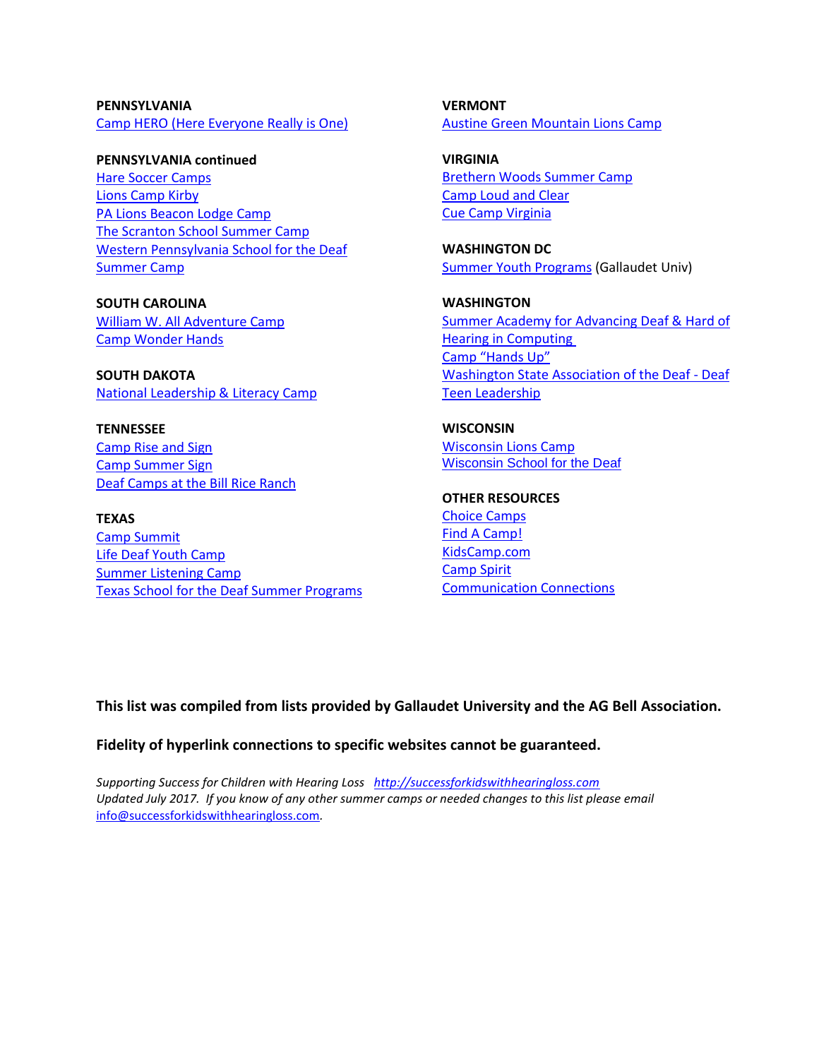**PENNSYLVANIA**

Camp HERO (Here Everyone Really is One)

**PENNSYLVANIA continued**

Hare Soccer Camps
Lions Camp Kirby
PA Lions Beacon Lodge Camp
The Scranton School Summer Camp
Western Pennsylvania School for the Deaf Summer Camp

**SOUTH CAROLINA**

William W. All Adventure Camp
Camp Wonder Hands

**SOUTH DAKOTA**

National Leadership & Literacy Camp

**TENNESSEE**

Camp Rise and Sign
Camp Summer Sign
Deaf Camps at the Bill Rice Ranch

**TEXAS**

Camp Summit
Life Deaf Youth Camp
Summer Listening Camp
Texas School for the Deaf Summer Programs

**VERMONT**

Austine Green Mountain Lions Camp

**VIRGINIA**

Brethern Woods Summer Camp
Camp Loud and Clear
Cue Camp Virginia

**WASHINGTON DC**

Summer Youth Programs (Gallaudet Univ)

**WASHINGTON**

Summer Academy for Advancing Deaf & Hard of Hearing in Computing
Camp "Hands Up"
Washington State Association of the Deaf - Deaf Teen Leadership

**WISCONSIN**

Wisconsin Lions Camp
Wisconsin School for the Deaf

**OTHER RESOURCES**

Choice Camps
Find A Camp!
KidsCamp.com
Camp Spirit
Communication Connections

**This list was compiled from lists provided by Gallaudet University and the AG Bell Association.**

**Fidelity of hyperlink connections to specific websites cannot be guaranteed.**

*Supporting Success for Children with Hearing Loss http://successforkidswithhearingloss.com*
*Updated July 2017. If you know of any other summer camps or needed changes to this list please email* info@successforkidswithhearingloss.com.